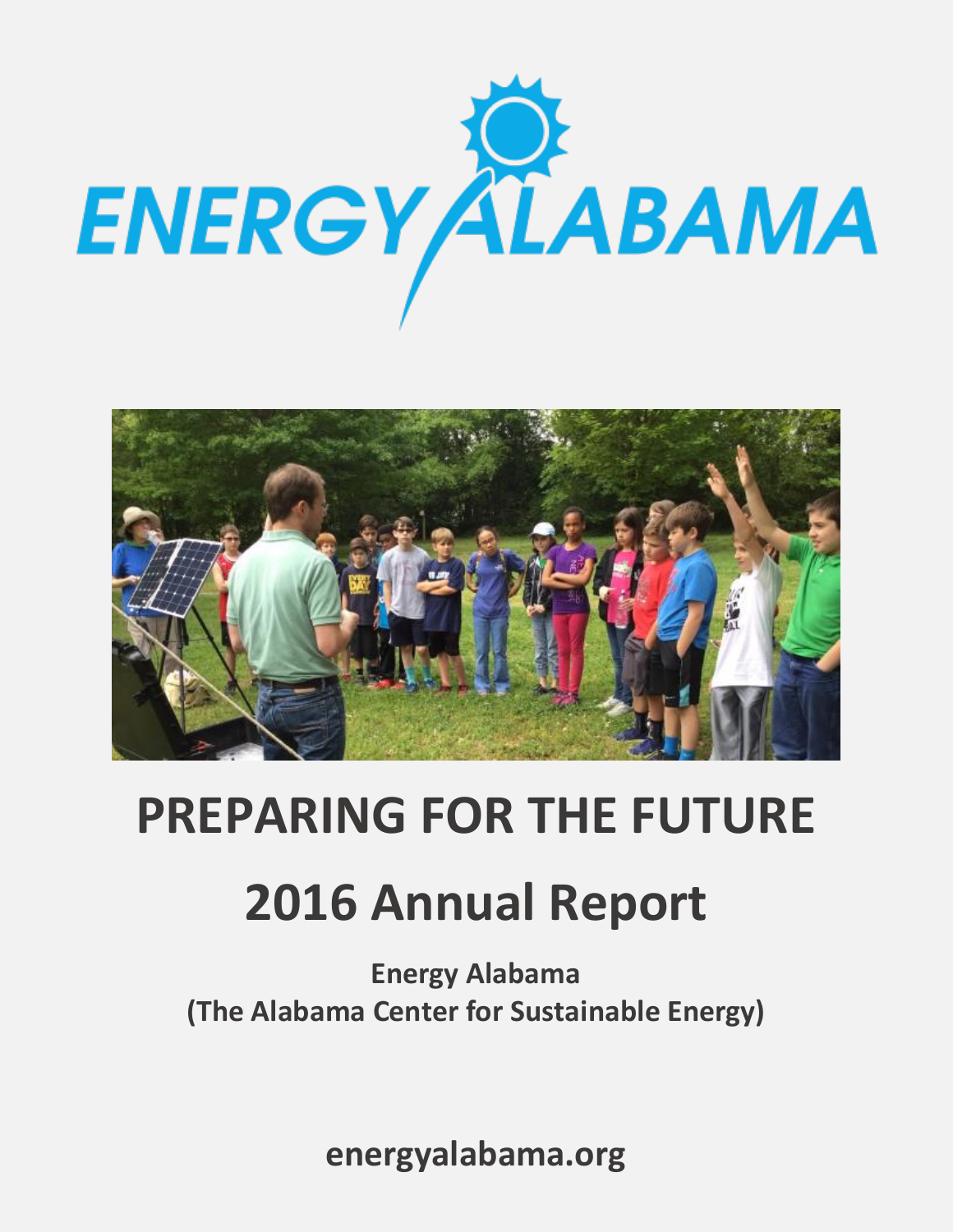# ENERGY ALABAMA

# PREPARING FOR THE FUTURE

# 2016 Annual Report

**Energy Alabama**
**(The Alabama Center for Sustainable Energy)**

**energyalabama.org**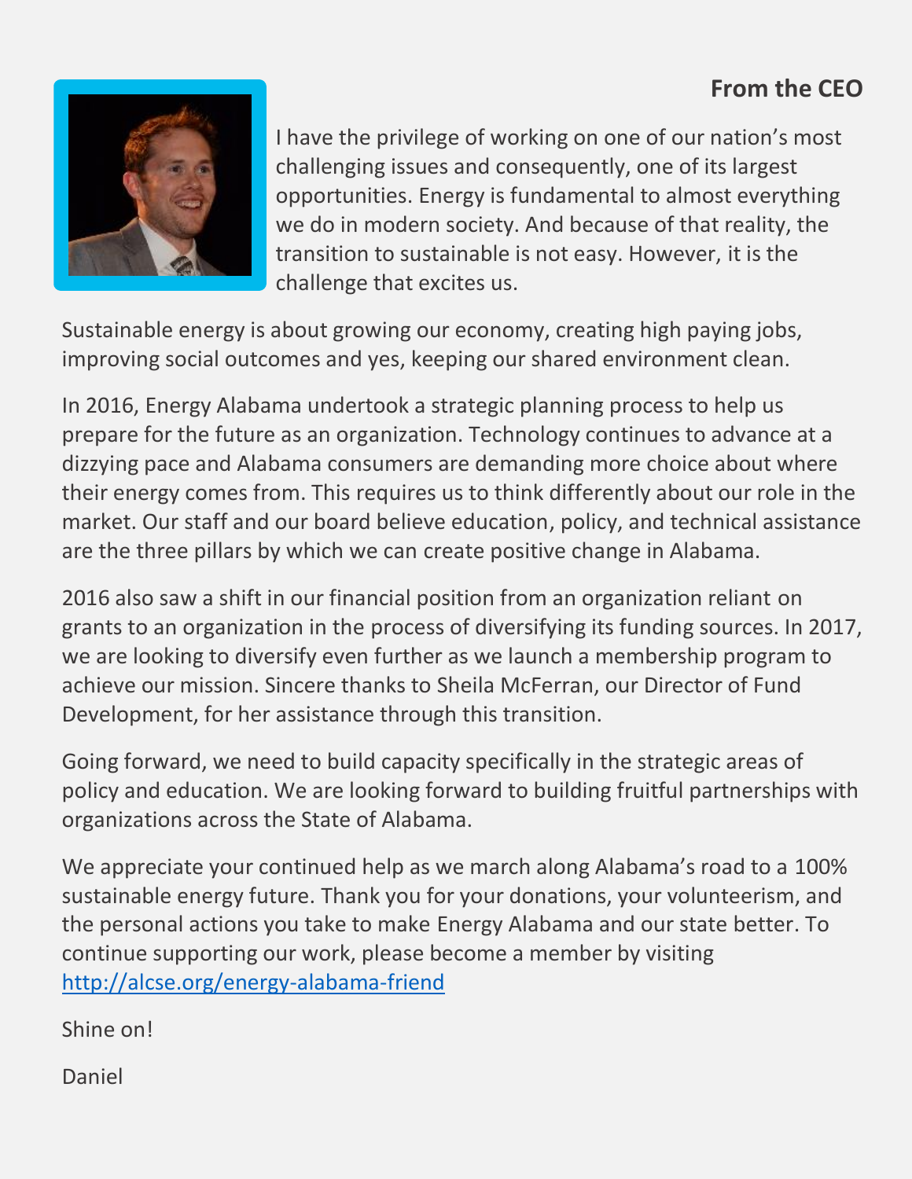## From the CEO

I have the privilege of working on one of our nation's most challenging issues and consequently, one of its largest opportunities. Energy is fundamental to almost everything we do in modern society. And because of that reality, the transition to sustainable is not easy. However, it is the challenge that excites us.

Sustainable energy is about growing our economy, creating high paying jobs, improving social outcomes and yes, keeping our shared environment clean.

In 2016, Energy Alabama undertook a strategic planning process to help us prepare for the future as an organization. Technology continues to advance at a dizzying pace and Alabama consumers are demanding more choice about where their energy comes from. This requires us to think differently about our role in the market. Our staff and our board believe education, policy, and technical assistance are the three pillars by which we can create positive change in Alabama.

2016 also saw a shift in our financial position from an organization reliant on grants to an organization in the process of diversifying its funding sources. In 2017, we are looking to diversify even further as we launch a membership program to achieve our mission. Sincere thanks to Sheila McFerran, our Director of Fund Development, for her assistance through this transition.

Going forward, we need to build capacity specifically in the strategic areas of policy and education. We are looking forward to building fruitful partnerships with organizations across the State of Alabama.

We appreciate your continued help as we march along Alabama's road to a 100% sustainable energy future. Thank you for your donations, your volunteerism, and the personal actions you take to make Energy Alabama and our state better. To continue supporting our work, please become a member by visiting http://alcse.org/energy-alabama-friend

Shine on!

Daniel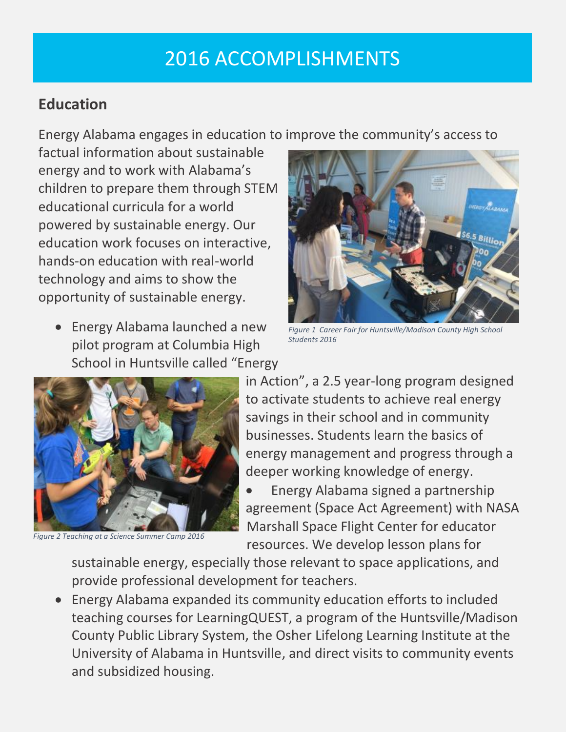# 2016 ACCOMPLISHMENTS

## Education

Energy Alabama engages in education to improve the community's access to factual information about sustainable energy and to work with Alabama's children to prepare them through STEM educational curricula for a world powered by sustainable energy. Our education work focuses on interactive, hands-on education with real-world technology and aims to show the opportunity of sustainable energy.

*Figure 1 Career Fair for Huntsville/Madison County High School Students 2016*

- Energy Alabama launched a new pilot program at Columbia High School in Huntsville called "Energy in Action", a 2.5 year-long program designed to activate students to achieve real energy savings in their school and in community businesses. Students learn the basics of energy management and progress through a deeper working knowledge of energy.
- Energy Alabama signed a partnership agreement (Space Act Agreement) with NASA Marshall Space Flight Center for educator resources. We develop lesson plans for sustainable energy, especially those relevant to space applications, and provide professional development for teachers.
- Energy Alabama expanded its community education efforts to included teaching courses for LearningQUEST, a program of the Huntsville/Madison County Public Library System, the Osher Lifelong Learning Institute at the University of Alabama in Huntsville, and direct visits to community events and subsidized housing.

*Figure 2 Teaching at a Science Summer Camp 2016*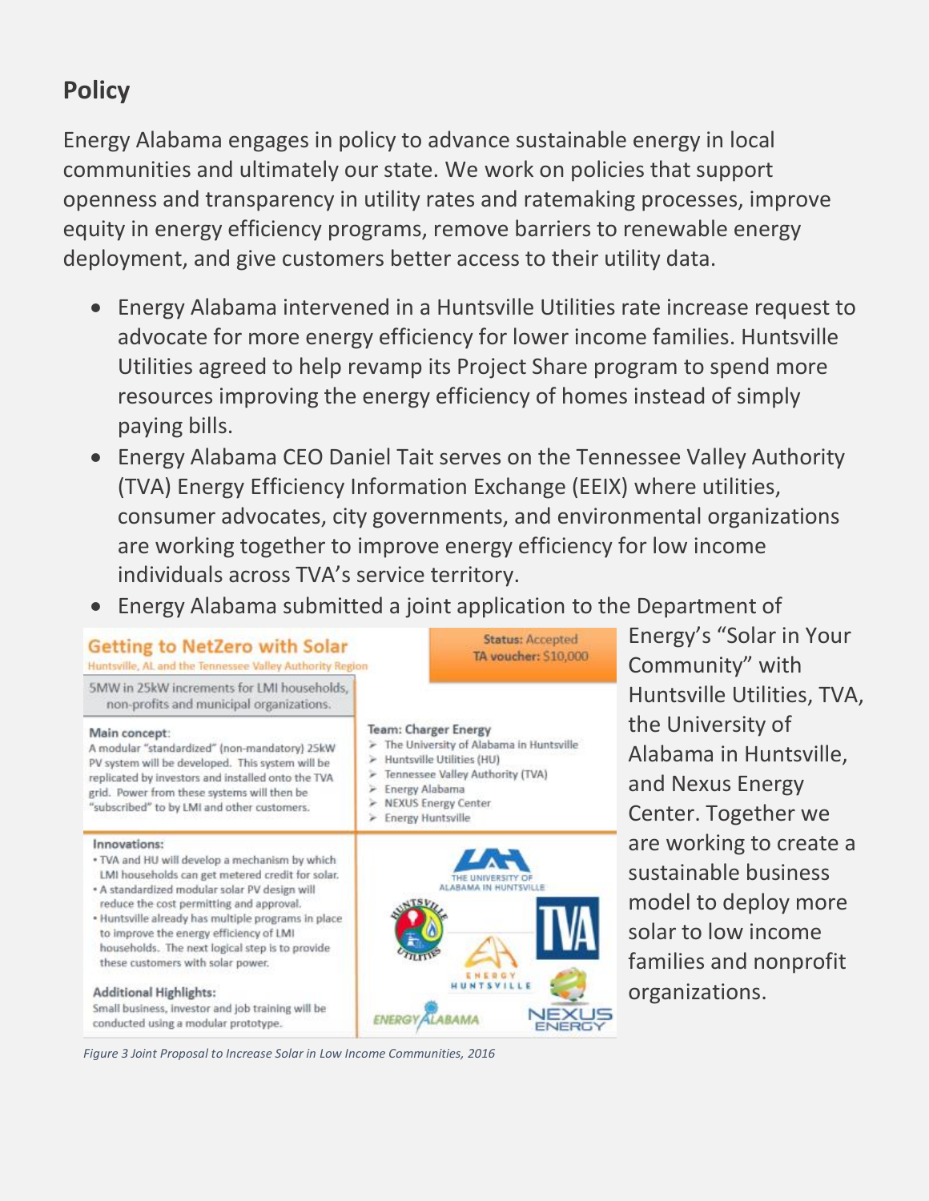## Policy

Energy Alabama engages in policy to advance sustainable energy in local communities and ultimately our state. We work on policies that support openness and transparency in utility rates and ratemaking processes, improve equity in energy efficiency programs, remove barriers to renewable energy deployment, and give customers better access to their utility data.

- Energy Alabama intervened in a Huntsville Utilities rate increase request to advocate for more energy efficiency for lower income families. Huntsville Utilities agreed to help revamp its Project Share program to spend more resources improving the energy efficiency of homes instead of simply paying bills.
- Energy Alabama CEO Daniel Tait serves on the Tennessee Valley Authority (TVA) Energy Efficiency Information Exchange (EEIX) where utilities, consumer advocates, city governments, and environmental organizations are working together to improve energy efficiency for low income individuals across TVA's service territory.
- Energy Alabama submitted a joint application to the Department of Energy's "Solar in Your Community" with Huntsville Utilities, TVA, the University of Alabama in Huntsville, and Nexus Energy Center. Together we are working to create a sustainable business model to deploy more solar to low income families and nonprofit organizations.

**Getting to NetZero with Solar**
Huntsville, AL and the Tennessee Valley Authority Region

**Status:** Accepted
**TA voucher:** $10,000

5MW in 25kW increments for LMI households, non-profits and municipal organizations.

**Main concept:**
A modular "standardized" (non-mandatory) 25kW PV system will be developed. This system will be replicated by investors and installed onto the TVA grid. Power from these systems will then be "subscribed" to by LMI and other customers.

**Team: Charger Energy**
- The University of Alabama in Huntsville
- Huntsville Utilities (HU)
- Tennessee Valley Authority (TVA)
- Energy Alabama
- NEXUS Energy Center
- Energy Huntsville

**Innovations:**
- TVA and HU will develop a mechanism by which LMI households can get metered credit for solar.
- A standardized modular solar PV design will reduce the cost permitting and approval.
- Huntsville already has multiple programs in place to improve the energy efficiency of LMI households. The next logical step is to provide these customers with solar power.

**Additional Highlights:**
Small business, investor and job training will be conducted using a modular prototype.

*Figure 3 Joint Proposal to Increase Solar in Low Income Communities, 2016*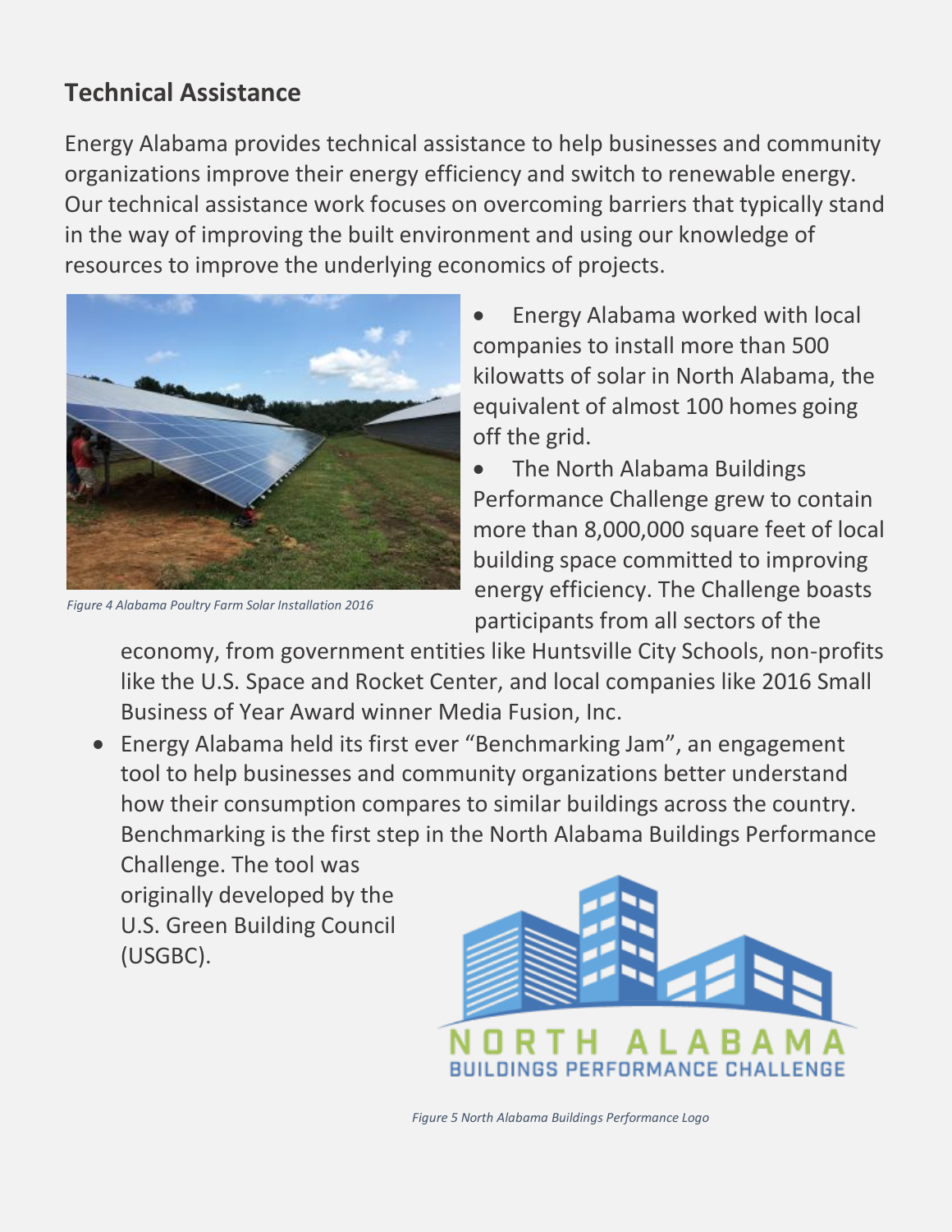## Technical Assistance

Energy Alabama provides technical assistance to help businesses and community organizations improve their energy efficiency and switch to renewable energy. Our technical assistance work focuses on overcoming barriers that typically stand in the way of improving the built environment and using our knowledge of resources to improve the underlying economics of projects.

*Figure 4 Alabama Poultry Farm Solar Installation 2016*

- Energy Alabama worked with local companies to install more than 500 kilowatts of solar in North Alabama, the equivalent of almost 100 homes going off the grid.
- The North Alabama Buildings Performance Challenge grew to contain more than 8,000,000 square feet of local building space committed to improving energy efficiency. The Challenge boasts participants from all sectors of the economy, from government entities like Huntsville City Schools, non-profits like the U.S. Space and Rocket Center, and local companies like 2016 Small Business of Year Award winner Media Fusion, Inc.
- Energy Alabama held its first ever "Benchmarking Jam", an engagement tool to help businesses and community organizations better understand how their consumption compares to similar buildings across the country. Benchmarking is the first step in the North Alabama Buildings Performance Challenge. The tool was originally developed by the U.S. Green Building Council (USGBC).

*Figure 5 North Alabama Buildings Performance Logo*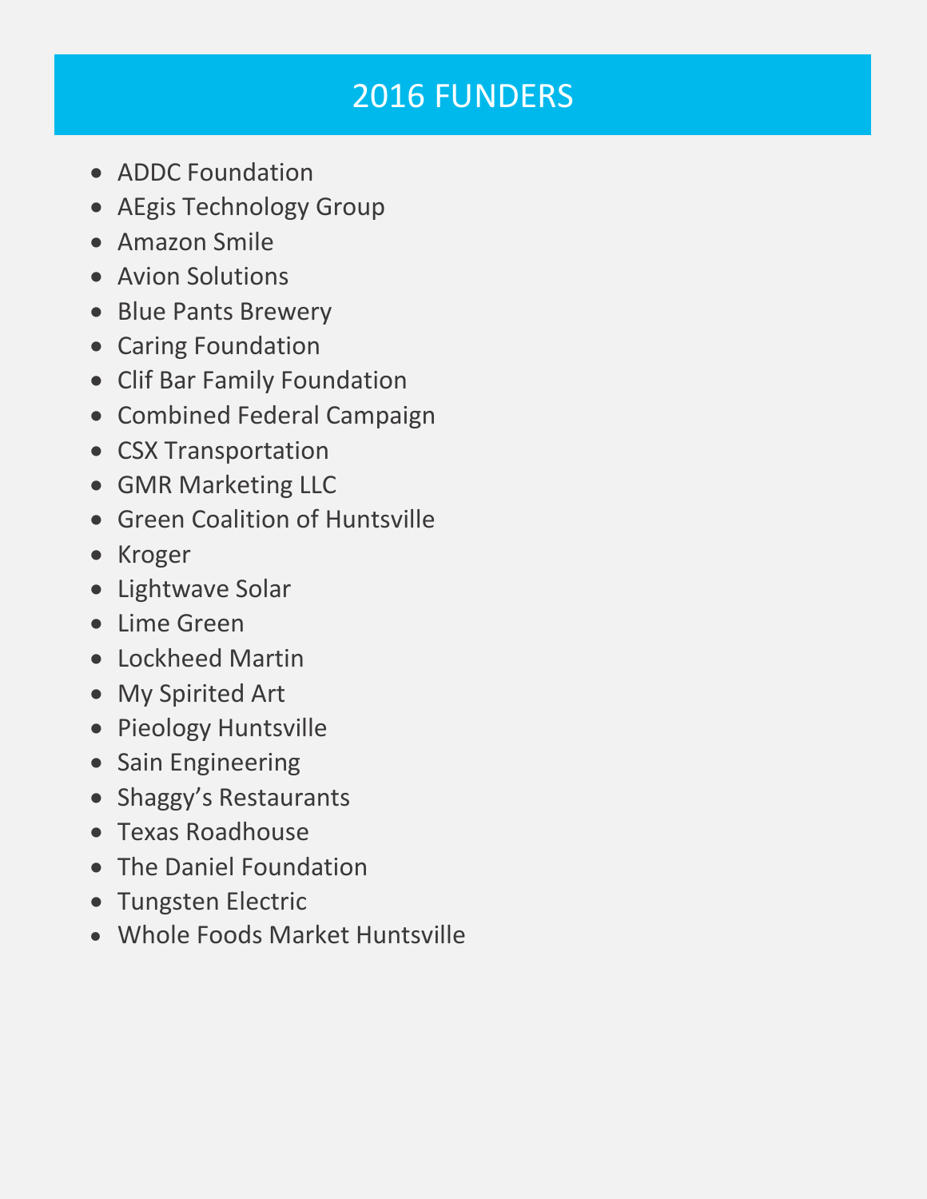# 2016 FUNDERS

- ADDC Foundation
- AEgis Technology Group
- Amazon Smile
- Avion Solutions
- Blue Pants Brewery
- Caring Foundation
- Clif Bar Family Foundation
- Combined Federal Campaign
- CSX Transportation
- GMR Marketing LLC
- Green Coalition of Huntsville
- Kroger
- Lightwave Solar
- Lime Green
- Lockheed Martin
- My Spirited Art
- Pieology Huntsville
- Sain Engineering
- Shaggy's Restaurants
- Texas Roadhouse
- The Daniel Foundation
- Tungsten Electric
- Whole Foods Market Huntsville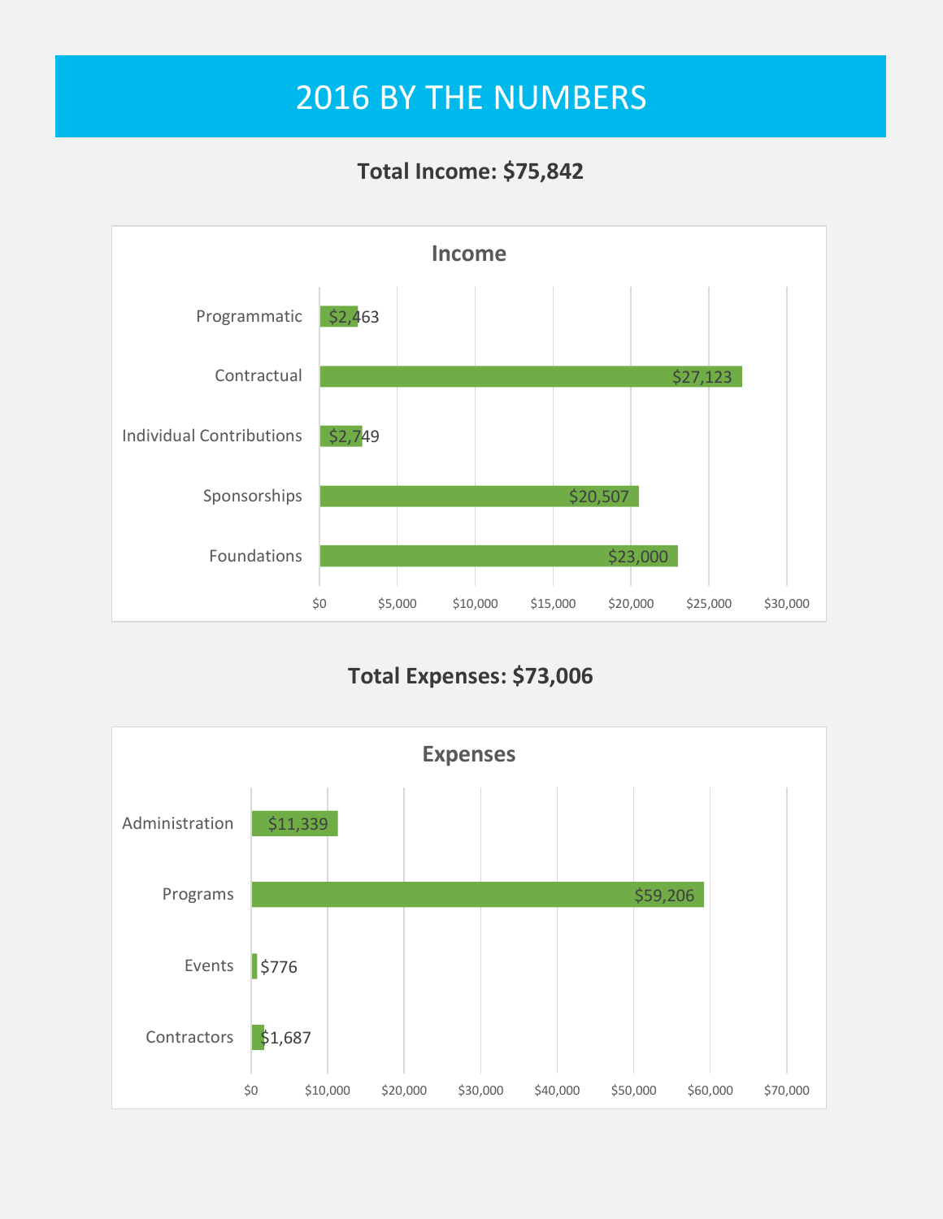# 2016 BY THE NUMBERS

## Total Income: $75,842

### Income

| Category | Amount |
| --- | --- |
| Programmatic | $2,463 |
| Contractual | $27,123 |
| Individual Contributions | $2,749 |
| Sponsorships | $20,507 |
| Foundations | $23,000 |

## Total Expenses: $73,006

### Expenses

| Category | Amount |
| --- | --- |
| Administration | $11,339 |
| Programs | $59,206 |
| Events | $776 |
| Contractors | $1,687 |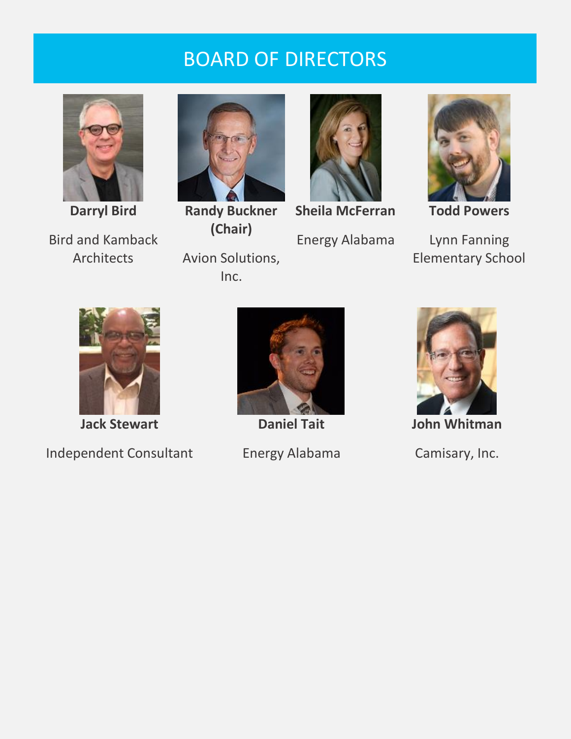# BOARD OF DIRECTORS

**Darryl Bird**

Bird and Kamback Architects

**Randy Buckner (Chair)**

Avion Solutions, Inc.

**Sheila McFerran**

Energy Alabama

**Todd Powers**

Lynn Fanning Elementary School

**Jack Stewart**

Independent Consultant

**Daniel Tait**

Energy Alabama

**John Whitman**

Camisary, Inc.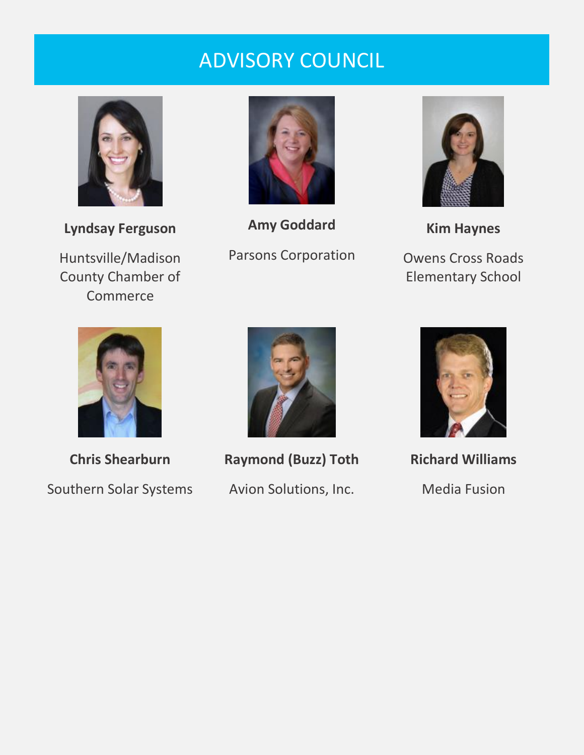# ADVISORY COUNCIL

**Lyndsay Ferguson**

Huntsville/Madison County Chamber of Commerce

**Amy Goddard**

Parsons Corporation

**Kim Haynes**

Owens Cross Roads Elementary School

**Chris Shearburn**

Southern Solar Systems

**Raymond (Buzz) Toth**

Avion Solutions, Inc.

**Richard Williams**

Media Fusion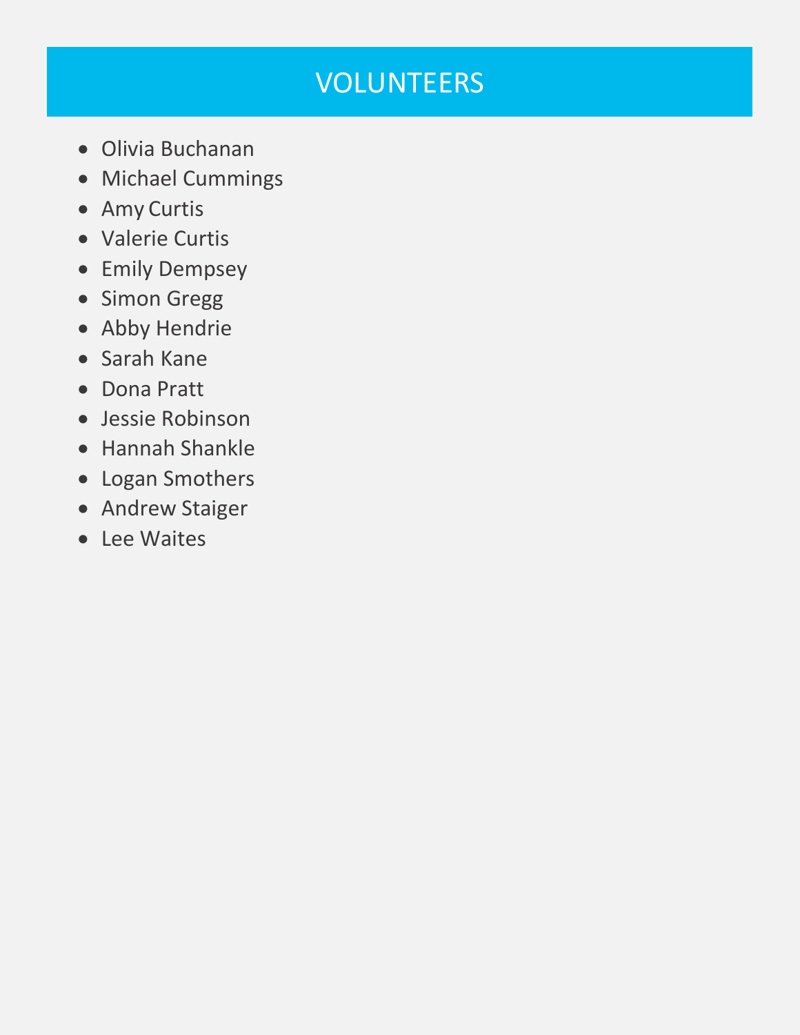# VOLUNTEERS

- Olivia Buchanan
- Michael Cummings
- Amy Curtis
- Valerie Curtis
- Emily Dempsey
- Simon Gregg
- Abby Hendrie
- Sarah Kane
- Dona Pratt
- Jessie Robinson
- Hannah Shankle
- Logan Smothers
- Andrew Staiger
- Lee Waites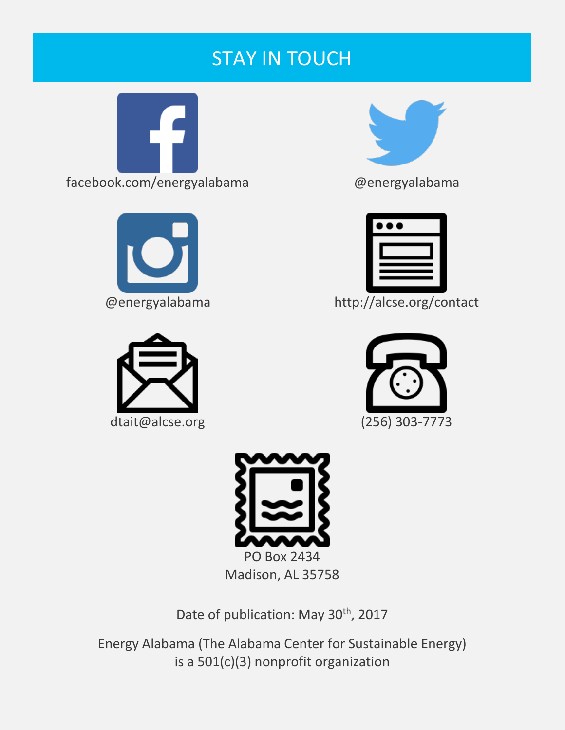# STAY IN TOUCH

facebook.com/energyalabama

@energyalabama

@energyalabama

http://alcse.org/contact

dtait@alcse.org

(256) 303-7773

PO Box 2434
Madison, AL 35758

Date of publication: May 30th, 2017

Energy Alabama (The Alabama Center for Sustainable Energy) is a 501(c)(3) nonprofit organization